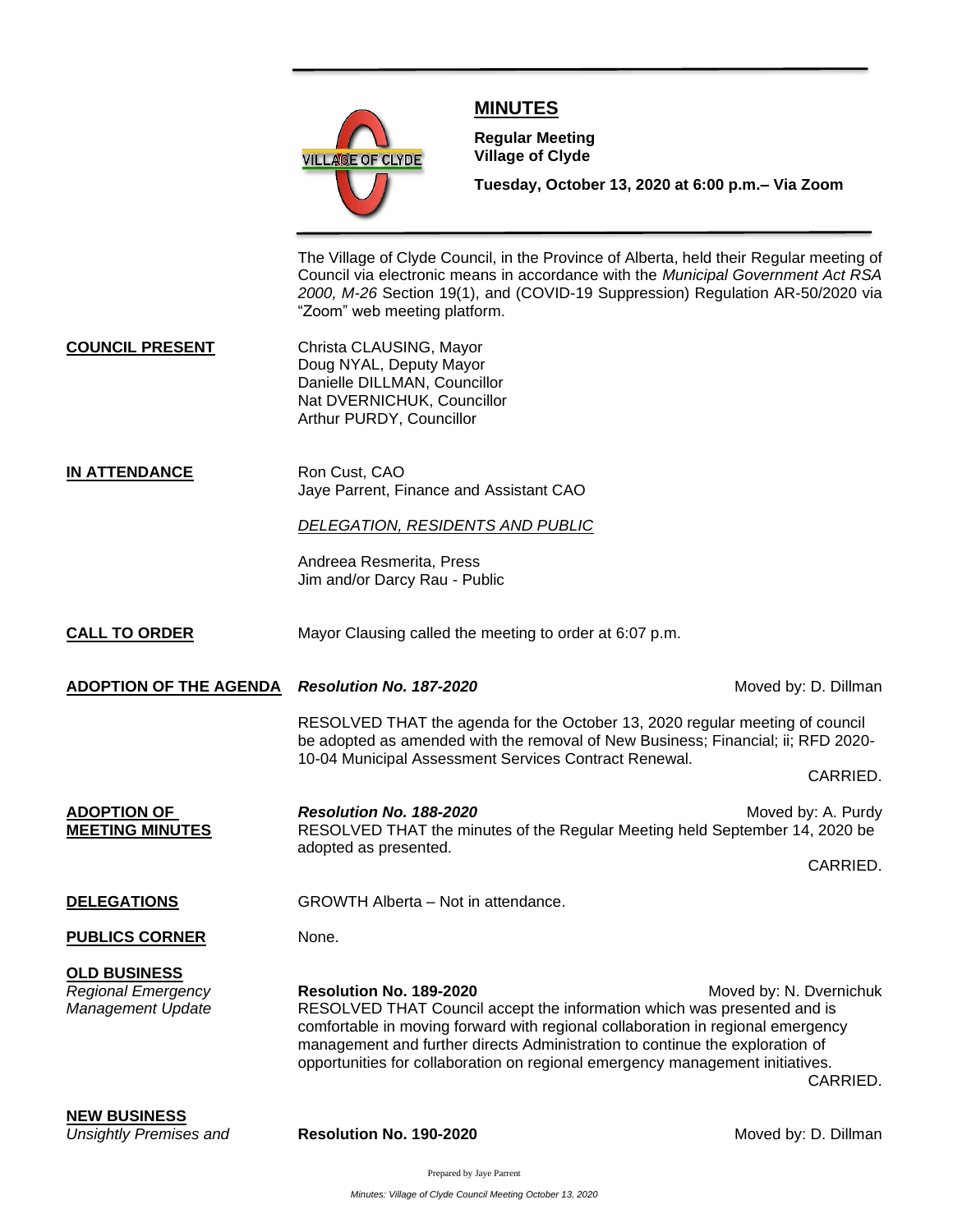# MINUTES

**Regular Meeting**
**Village of Clyde**

**Tuesday, October 13, 2020 at 6:00 p.m.– Via Zoom**

The Village of Clyde Council, in the Province of Alberta, held their Regular meeting of Council via electronic means in accordance with the *Municipal Government Act RSA 2000, M-26* Section 19(1), and (COVID-19 Suppression) Regulation AR-50/2020 via "Zoom" web meeting platform.

**COUNCIL PRESENT**

Christa CLAUSING, Mayor
Doug NYAL, Deputy Mayor
Danielle DILLMAN, Councillor
Nat DVERNICHUK, Councillor
Arthur PURDY, Councillor

**IN ATTENDANCE**

Ron Cust, CAO
Jaye Parrent, Finance and Assistant CAO

*DELEGATION, RESIDENTS AND PUBLIC*

Andreea Resmerita, Press
Jim and/or Darcy Rau - Public

**CALL TO ORDER**

Mayor Clausing called the meeting to order at 6:07 p.m.

**ADOPTION OF THE AGENDA**

***Resolution No. 187-2020*** — Moved by: D. Dillman

RESOLVED THAT the agenda for the October 13, 2020 regular meeting of council be adopted as amended with the removal of New Business; Financial; ii; RFD 2020-10-04 Municipal Assessment Services Contract Renewal.

CARRIED.

**ADOPTION OF MEETING MINUTES**

***Resolution No. 188-2020*** — Moved by: A. Purdy

RESOLVED THAT the minutes of the Regular Meeting held September 14, 2020 be adopted as presented.

CARRIED.

**DELEGATIONS**

GROWTH Alberta – Not in attendance.

**PUBLICS CORNER**

None.

**OLD BUSINESS**

*Regional Emergency Management Update*

**Resolution No. 189-2020** — Moved by: N. Dvernichuk

RESOLVED THAT Council accept the information which was presented and is comfortable in moving forward with regional collaboration in regional emergency management and further directs Administration to continue the exploration of opportunities for collaboration on regional emergency management initiatives.

CARRIED.

**NEW BUSINESS**

*Unsightly Premises and*

**Resolution No. 190-2020** — Moved by: D. Dillman

Prepared by Jaye Parrent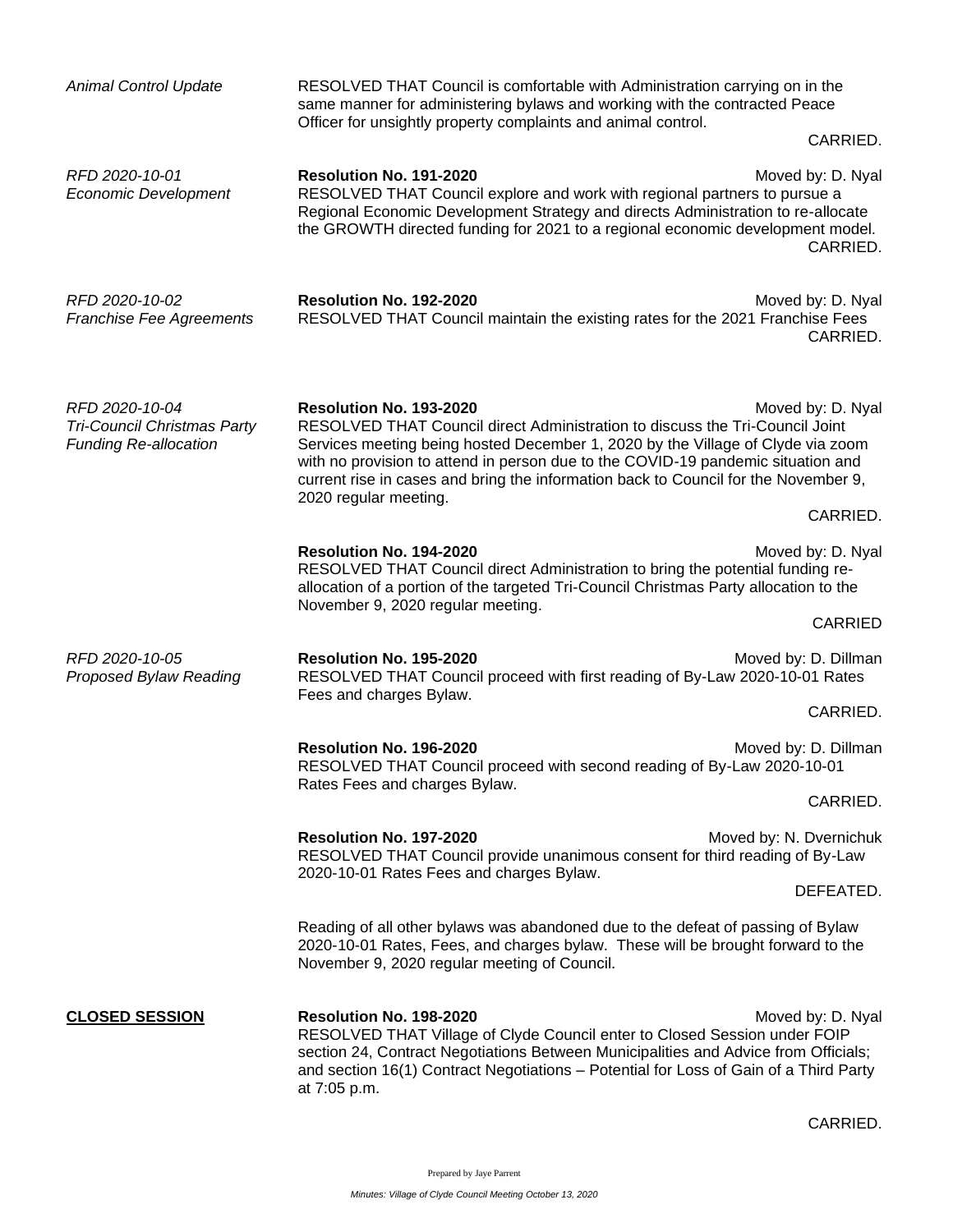*Animal Control Update*

RESOLVED THAT Council is comfortable with Administration carrying on in the same manner for administering bylaws and working with the contracted Peace Officer for unsightly property complaints and animal control.

CARRIED.

*RFD 2020-10-01*
*Economic Development*

**Resolution No. 191-2020** Moved by: D. Nyal

RESOLVED THAT Council explore and work with regional partners to pursue a Regional Economic Development Strategy and directs Administration to re-allocate the GROWTH directed funding for 2021 to a regional economic development model.

CARRIED.

*RFD 2020-10-02*
*Franchise Fee Agreements*

**Resolution No. 192-2020** Moved by: D. Nyal

RESOLVED THAT Council maintain the existing rates for the 2021 Franchise Fees

CARRIED.

*RFD 2020-10-04*
*Tri-Council Christmas Party Funding Re-allocation*

**Resolution No. 193-2020** Moved by: D. Nyal

RESOLVED THAT Council direct Administration to discuss the Tri-Council Joint Services meeting being hosted December 1, 2020 by the Village of Clyde via zoom with no provision to attend in person due to the COVID-19 pandemic situation and current rise in cases and bring the information back to Council for the November 9, 2020 regular meeting.

CARRIED.

**Resolution No. 194-2020** Moved by: D. Nyal

RESOLVED THAT Council direct Administration to bring the potential funding re-allocation of a portion of the targeted Tri-Council Christmas Party allocation to the November 9, 2020 regular meeting.

CARRIED

*RFD 2020-10-05*
*Proposed Bylaw Reading*

**Resolution No. 195-2020** Moved by: D. Dillman

RESOLVED THAT Council proceed with first reading of By-Law 2020-10-01 Rates Fees and charges Bylaw.

CARRIED.

**Resolution No. 196-2020** Moved by: D. Dillman

RESOLVED THAT Council proceed with second reading of By-Law 2020-10-01 Rates Fees and charges Bylaw.

CARRIED.

**Resolution No. 197-2020** Moved by: N. Dvernichuk

RESOLVED THAT Council provide unanimous consent for third reading of By-Law 2020-10-01 Rates Fees and charges Bylaw.

DEFEATED.

Reading of all other bylaws was abandoned due to the defeat of passing of Bylaw 2020-10-01 Rates, Fees, and charges bylaw. These will be brought forward to the November 9, 2020 regular meeting of Council.

**CLOSED SESSION**

**Resolution No. 198-2020** Moved by: D. Nyal

RESOLVED THAT Village of Clyde Council enter to Closed Session under FOIP section 24, Contract Negotiations Between Municipalities and Advice from Officials; and section 16(1) Contract Negotiations – Potential for Loss of Gain of a Third Party at 7:05 p.m.

CARRIED.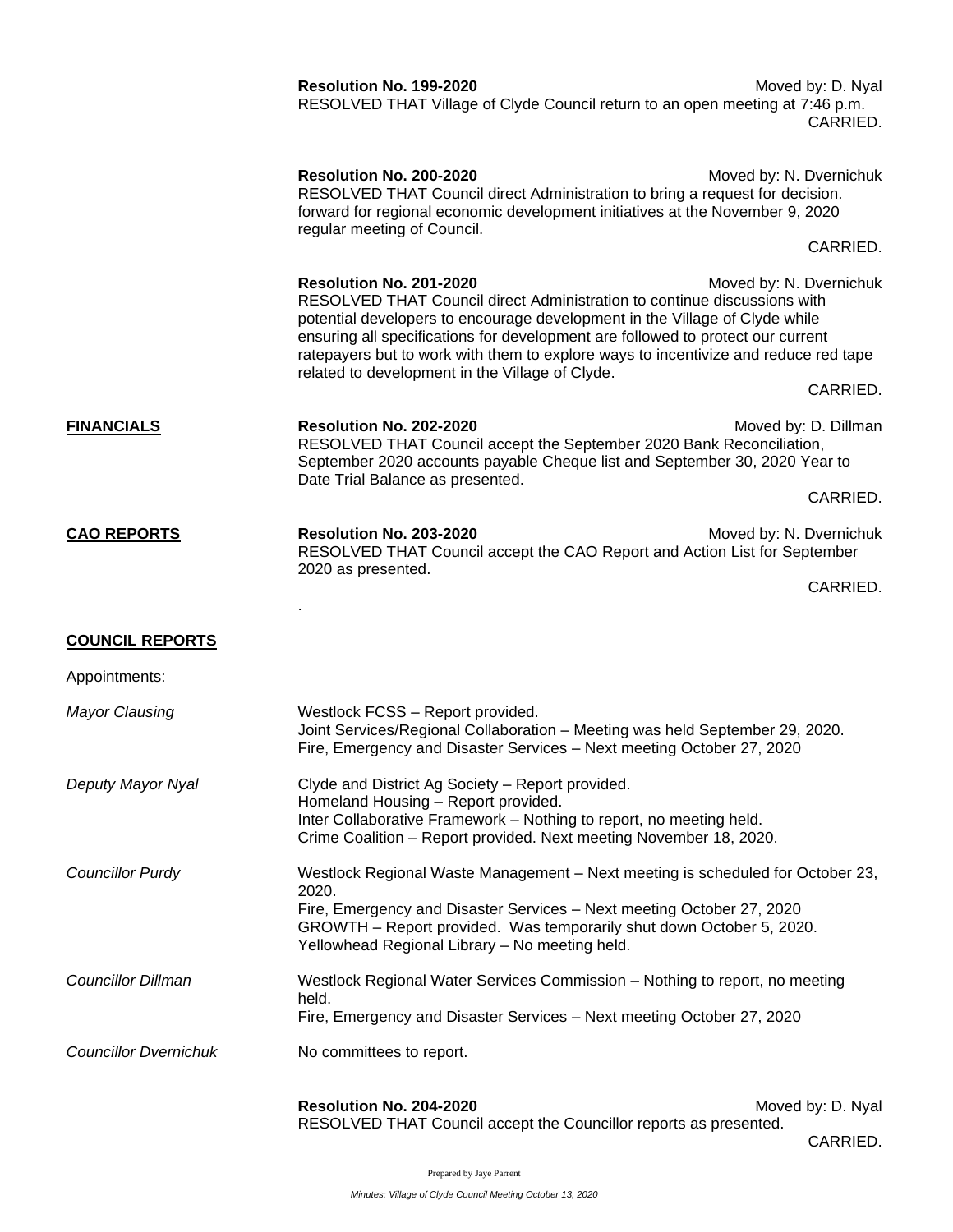**Resolution No. 199-2020** Moved by: D. Nyal

RESOLVED THAT Village of Clyde Council return to an open meeting at 7:46 p.m.

CARRIED.

**Resolution No. 200-2020** Moved by: N. Dvernichuk

RESOLVED THAT Council direct Administration to bring a request for decision. forward for regional economic development initiatives at the November 9, 2020 regular meeting of Council.

CARRIED.

**Resolution No. 201-2020** Moved by: N. Dvernichuk

RESOLVED THAT Council direct Administration to continue discussions with potential developers to encourage development in the Village of Clyde while ensuring all specifications for development are followed to protect our current ratepayers but to work with them to explore ways to incentivize and reduce red tape related to development in the Village of Clyde.

CARRIED.

**FINANCIALS**

**Resolution No. 202-2020** Moved by: D. Dillman

RESOLVED THAT Council accept the September 2020 Bank Reconciliation, September 2020 accounts payable Cheque list and September 30, 2020 Year to Date Trial Balance as presented.

CARRIED.

**CAO REPORTS**

**Resolution No. 203-2020** Moved by: N. Dvernichuk

RESOLVED THAT Council accept the CAO Report and Action List for September 2020 as presented.

CARRIED.

.

**COUNCIL REPORTS**

Appointments:

*Mayor Clausing*

Westlock FCSS – Report provided.
Joint Services/Regional Collaboration – Meeting was held September 29, 2020.
Fire, Emergency and Disaster Services – Next meeting October 27, 2020

*Deputy Mayor Nyal*

Clyde and District Ag Society – Report provided.
Homeland Housing – Report provided.
Inter Collaborative Framework – Nothing to report, no meeting held.
Crime Coalition – Report provided. Next meeting November 18, 2020.

*Councillor Purdy*

Westlock Regional Waste Management – Next meeting is scheduled for October 23, 2020.
Fire, Emergency and Disaster Services – Next meeting October 27, 2020
GROWTH – Report provided. Was temporarily shut down October 5, 2020.
Yellowhead Regional Library – No meeting held.

*Councillor Dillman*

Westlock Regional Water Services Commission – Nothing to report, no meeting held.
Fire, Emergency and Disaster Services – Next meeting October 27, 2020

*Councillor Dvernichuk*

No committees to report.

**Resolution No. 204-2020** Moved by: D. Nyal

RESOLVED THAT Council accept the Councillor reports as presented.

CARRIED.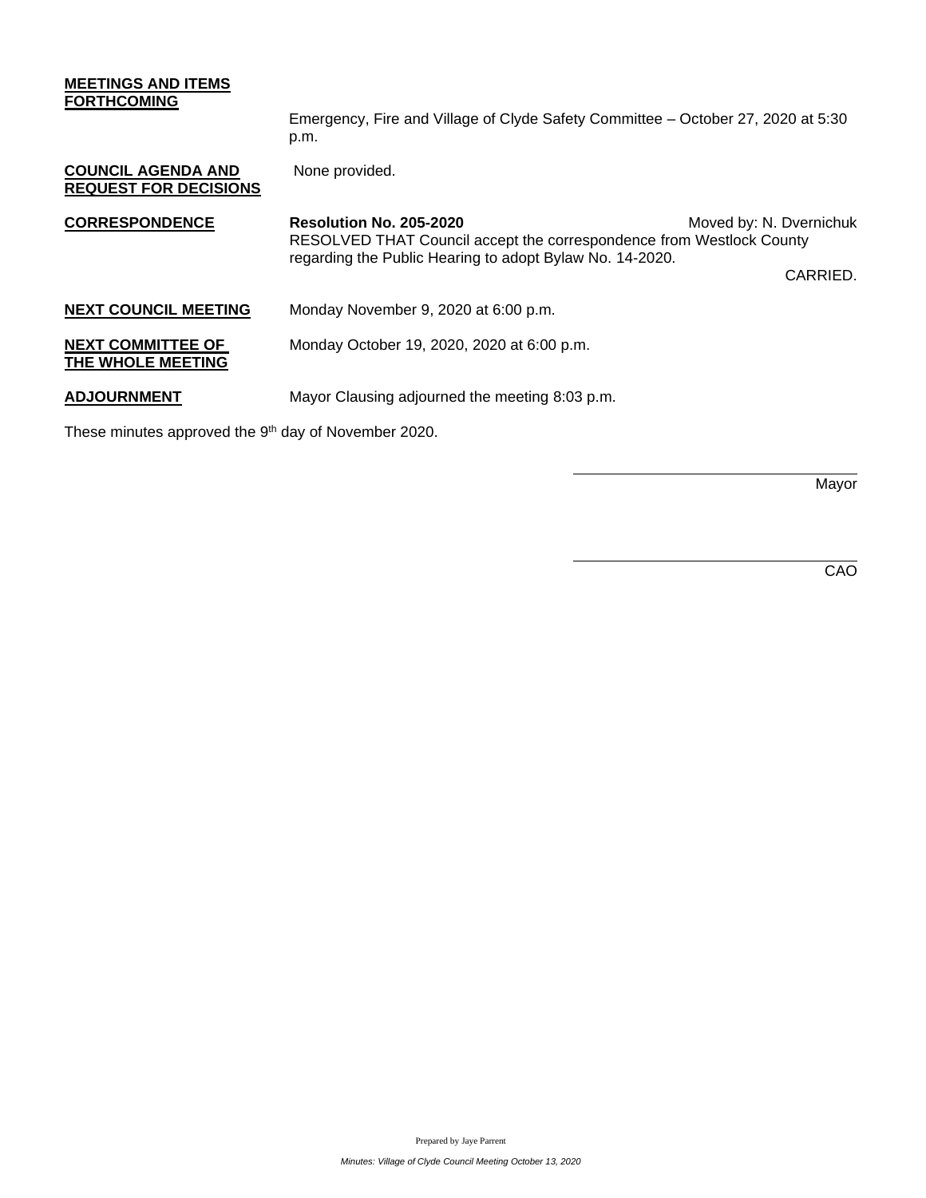**MEETINGS AND ITEMS FORTHCOMING**

Emergency, Fire and Village of Clyde Safety Committee – October 27, 2020 at 5:30 p.m.

**COUNCIL AGENDA AND REQUEST FOR DECISIONS**

None provided.

**CORRESPONDENCE**

**Resolution No. 205-2020** Moved by: N. Dvernichuk

RESOLVED THAT Council accept the correspondence from Westlock County regarding the Public Hearing to adopt Bylaw No. 14-2020.

CARRIED.

**NEXT COUNCIL MEETING**

Monday November 9, 2020 at 6:00 p.m.

**NEXT COMMITTEE OF THE WHOLE MEETING**

Monday October 19, 2020, 2020 at 6:00 p.m.

**ADJOURNMENT**

Mayor Clausing adjourned the meeting 8:03 p.m.

These minutes approved the 9th day of November 2020.

\_\_\_\_\_\_\_\_\_\_\_\_\_\_\_\_\_\_\_\_\_\_\_\_\_\_\_\_\_\_
Mayor

\_\_\_\_\_\_\_\_\_\_\_\_\_\_\_\_\_\_\_\_\_\_\_\_\_\_\_\_\_\_
CAO

Prepared by Jaye Parrent

*Minutes: Village of Clyde Council Meeting October 13, 2020*